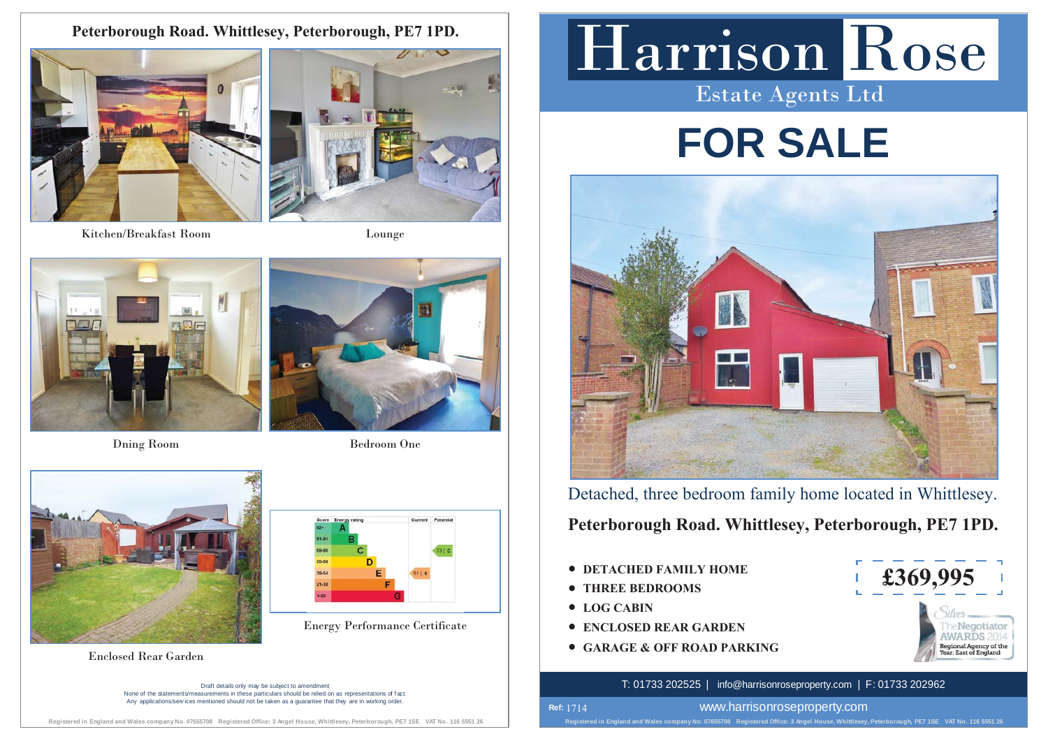# Peterborough Road. Whittlesey, Peterborough, PE7 1PD.

Kitchen/Breakfast Room

Lounge

Dning Room

Bedroom One

Enclosed Rear Garden

Energy Performance Certificate

| Score | Energy rating | Current | Potential |
|---|---|---|---|
| 92+ | A | | |
| 81-91 | B | | |
| 69-80 | C | | 73 \| C |
| 55-68 | D | | |
| 39-54 | E | 51 \| E | |
| 21-38 | F | | |
| 1-20 | G | | |

Draft details only may be subject to amendment
None of the statements/measurements in these particulars should be relied on as representations of fact.
Any applications/services mentioned should not be taken as a guarantee that they are in working order.

# Harrison Rose

Estate Agents Ltd

# FOR SALE

Detached, three bedroom family home located in Whittlesey.

## Peterborough Road. Whittlesey, Peterborough, PE7 1PD.

- DETACHED FAMILY HOME
- THREE BEDROOMS
- LOG CABIN
- ENCLOSED REAR GARDEN
- GARAGE & OFF ROAD PARKING

**£369,995**

Silver TheNegotiator AWARDS 2014 Regional Agency of the Year: East of England

T: 01733 202525 | info@harrisonroseproperty.com | F: 01733 202962

Ref: 1714

www.harrisonroseproperty.com

Registered in England and Wales company No. 07655708 Registered Office: 3 Angel House, Whittlesey, Peterborough, PE7 1SE VAT No. 116 5551 26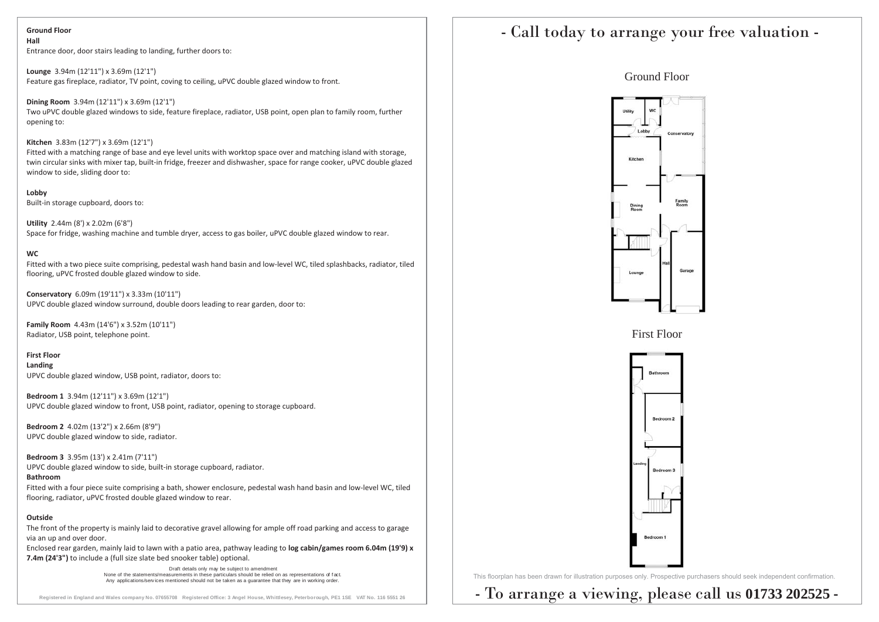**Ground Floor**

**Hall**

Entrance door, door stairs leading to landing, further doors to:

**Lounge** 3.94m (12'11") x 3.69m (12'1")

Feature gas fireplace, radiator, TV point, coving to ceiling, uPVC double glazed window to front.

**Dining Room** 3.94m (12'11") x 3.69m (12'1")

Two uPVC double glazed windows to side, feature fireplace, radiator, USB point, open plan to family room, further opening to:

**Kitchen** 3.83m (12'7") x 3.69m (12'1")

Fitted with a matching range of base and eye level units with worktop space over and matching island with storage, twin circular sinks with mixer tap, built-in fridge, freezer and dishwasher, space for range cooker, uPVC double glazed window to side, sliding door to:

**Lobby**

Built-in storage cupboard, doors to:

**Utility** 2.44m (8') x 2.02m (6'8")

Space for fridge, washing machine and tumble dryer, access to gas boiler, uPVC double glazed window to rear.

**WC**

Fitted with a two piece suite comprising, pedestal wash hand basin and low-level WC, tiled splashbacks, radiator, tiled flooring, uPVC frosted double glazed window to side.

**Conservatory** 6.09m (19'11") x 3.33m (10'11")

UPVC double glazed window surround, double doors leading to rear garden, door to:

**Family Room** 4.43m (14'6") x 3.52m (10'11")

Radiator, USB point, telephone point.

**First Floor**

**Landing**

UPVC double glazed window, USB point, radiator, doors to:

**Bedroom 1** 3.94m (12'11") x 3.69m (12'1")

UPVC double glazed window to front, USB point, radiator, opening to storage cupboard.

**Bedroom 2** 4.02m (13'2") x 2.66m (8'9")

UPVC double glazed window to side, radiator.

**Bedroom 3** 3.95m (13') x 2.41m (7'11")

UPVC double glazed window to side, built-in storage cupboard, radiator.

**Bathroom**

Fitted with a four piece suite comprising a bath, shower enclosure, pedestal wash hand basin and low-level WC, tiled flooring, radiator, uPVC frosted double glazed window to rear.

**Outside**

The front of the property is mainly laid to decorative gravel allowing for ample off road parking and access to garage via an up and over door.

Enclosed rear garden, mainly laid to lawn with a patio area, pathway leading to **log cabin/games room 6.04m (19'9) x 7.4m (24'3")** to include a (full size slate bed snooker table) optional.

Draft details only may be subject to amendment
None of the statements/measurements in these particulars should be relied on as representations of fact.
Any applications/services mentioned should not be taken as a guarantee that they are in working order.

Registered in England and Wales company No. 07655708 Registered Office: 3 Angel House, Whittlesey, Peterborough, PE1 1SE VAT No. 116 5551 26

# - Call today to arrange your free valuation -

Ground Floor

Utility
WC
Lobby
Conservatory
Kitchen
Family Room
Dining Room
Hall
Garage
Lounge

First Floor

Bathroom
Bedroom 2
Landing
Bedroom 3
Bedroom 1

This floorplan has been drawn for illustration purposes only. Prospective purchasers should seek independent confirmation.

# - To arrange a viewing, please call us **01733 202525** -